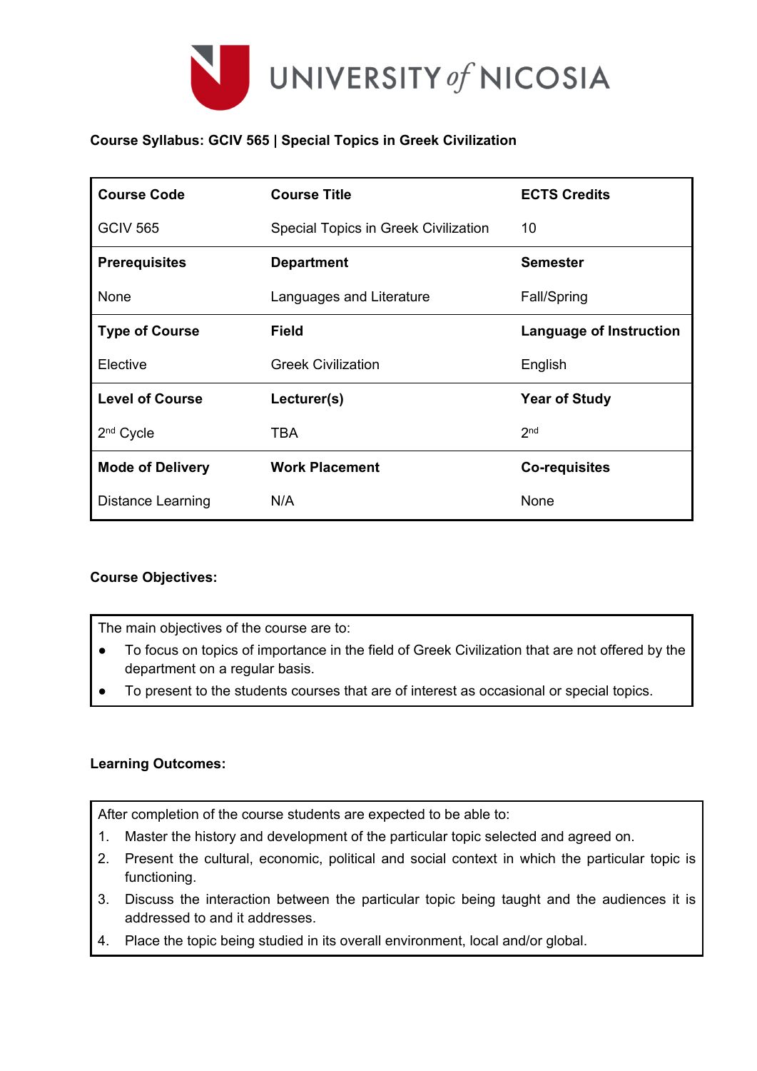UNIVERSITY of NICOSIA

**Course Syllabus: GCIV 565 | Special Topics in Greek Civilization**

| **Course Code** | **Course Title** | **ECTS Credits** |
|---|---|---|
| GCIV 565 | Special Topics in Greek Civilization | 10 |
| **Prerequisites** | **Department** | **Semester** |
| None | Languages and Literature | Fall/Spring |
| **Type of Course** | **Field** | **Language of Instruction** |
| Elective | Greek Civilization | English |
| **Level of Course** | **Lecturer(s)** | **Year of Study** |
| 2nd Cycle | TBA | 2nd |
| **Mode of Delivery** | **Work Placement** | **Co-requisites** |
| Distance Learning | N/A | None |

**Course Objectives:**

The main objectives of the course are to:

- To focus on topics of importance in the field of Greek Civilization that are not offered by the department on a regular basis.
- To present to the students courses that are of interest as occasional or special topics.

**Learning Outcomes:**

After completion of the course students are expected to be able to:

1. Master the history and development of the particular topic selected and agreed on.
2. Present the cultural, economic, political and social context in which the particular topic is functioning.
3. Discuss the interaction between the particular topic being taught and the audiences it is addressed to and it addresses.
4. Place the topic being studied in its overall environment, local and/or global.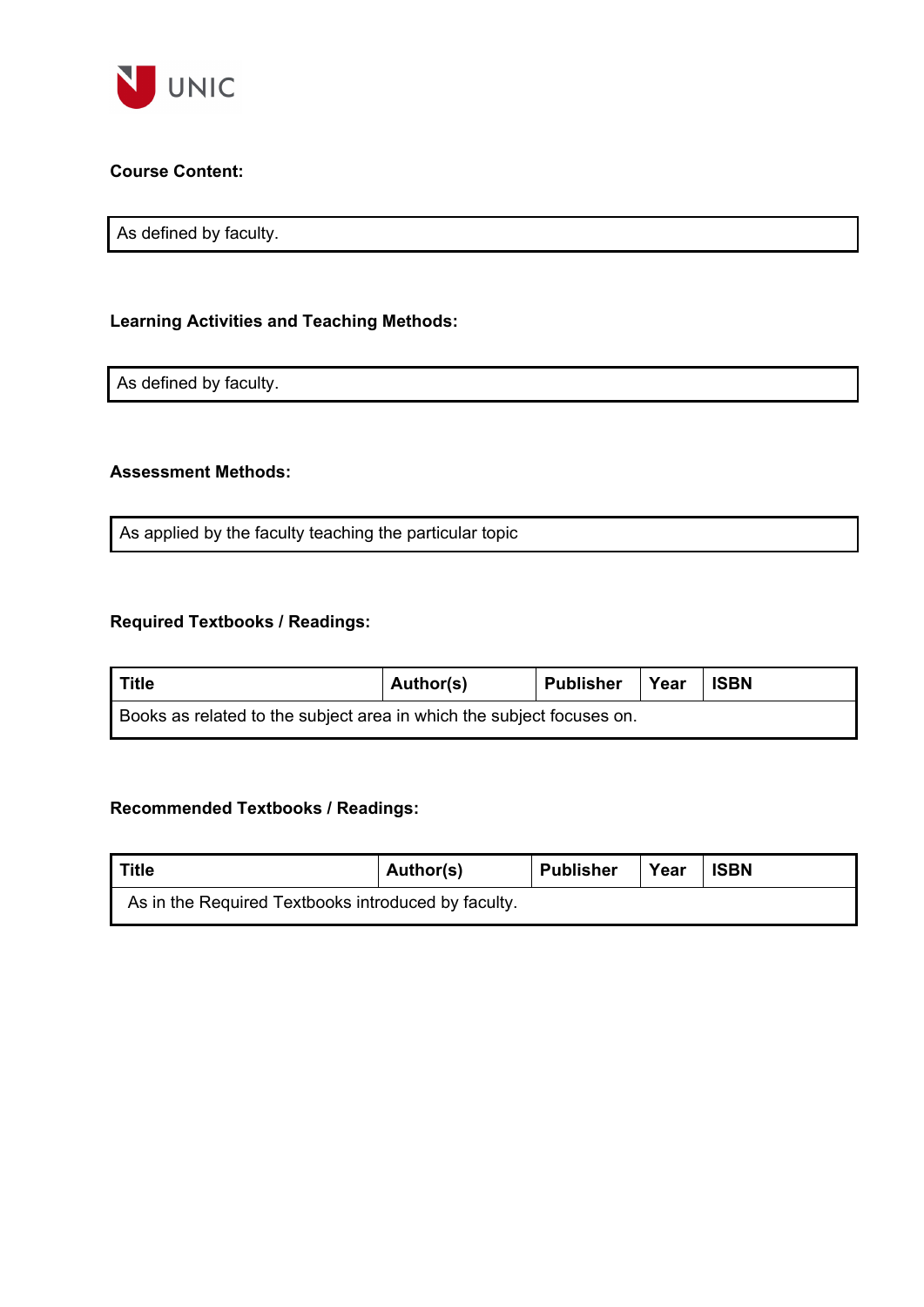**Course Content:**

| |
|---|
| As defined by faculty. |

**Learning Activities and Teaching Methods:**

| |
|---|
| As defined by faculty. |

**Assessment Methods:**

| |
|---|
| As applied by the faculty teaching the particular topic |

**Required Textbooks / Readings:**

| Title | Author(s) | Publisher | Year | ISBN |
|---|---|---|---|---|
| Books as related to the subject area in which the subject focuses on. | | | | |

**Recommended Textbooks / Readings:**

| Title | Author(s) | Publisher | Year | ISBN |
|---|---|---|---|---|
| As in the Required Textbooks introduced by faculty. | | | | |